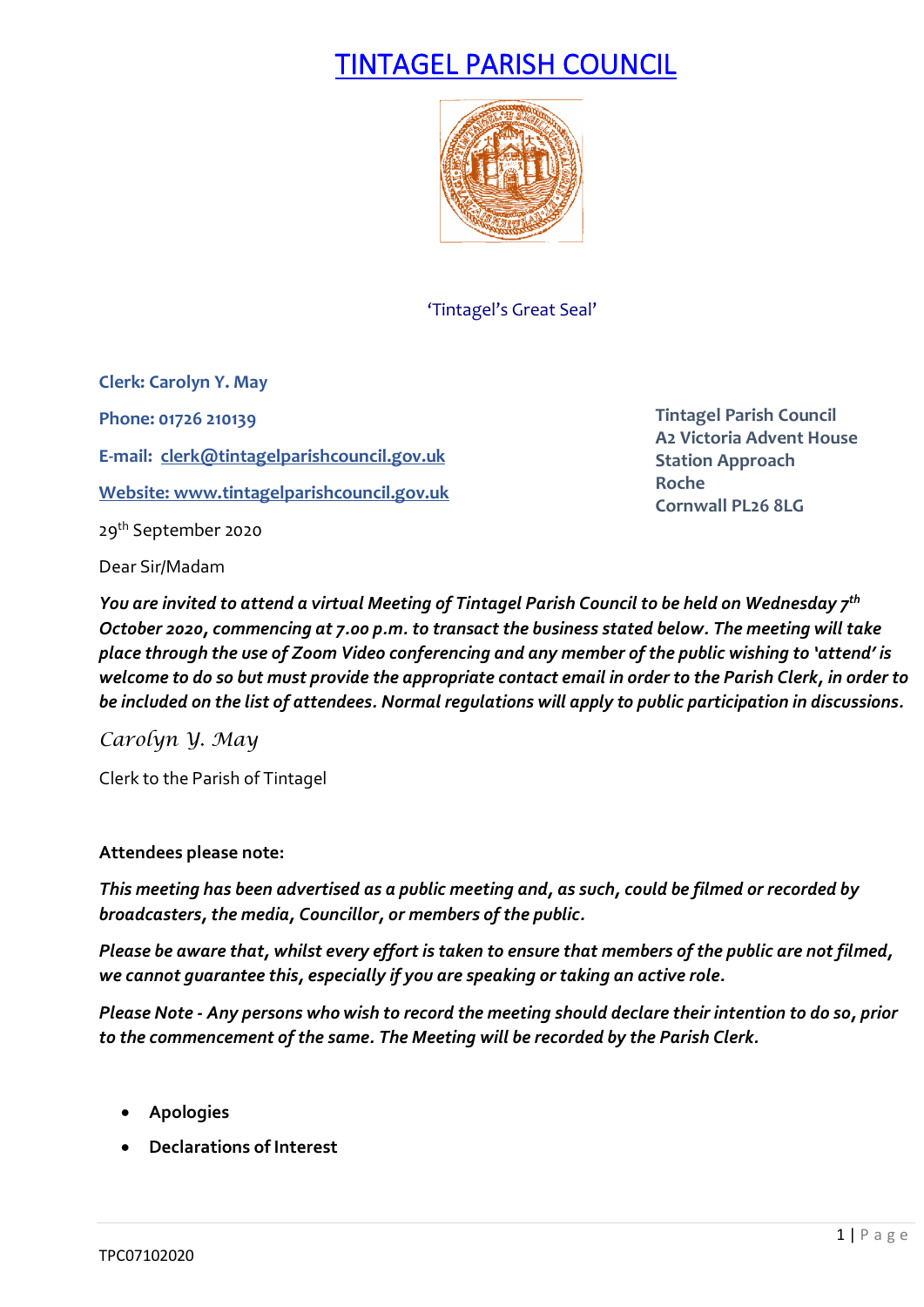# TINTAGEL PARISH COUNCIL

'Tintagel's Great Seal'

**Clerk: Carolyn Y. May**

**Phone: 01726 210139**

**E-mail: clerk@tintagelparishcouncil.gov.uk**

**Website: www.tintagelparishcouncil.gov.uk**

**Tintagel Parish Council**
**A2 Victoria Advent House**
**Station Approach**
**Roche**
**Cornwall PL26 8LG**

29th September 2020

Dear Sir/Madam

***You are invited to attend a virtual Meeting of Tintagel Parish Council to be held on Wednesday 7th October 2020, commencing at 7.00 p.m. to transact the business stated below. The meeting will take place through the use of Zoom Video conferencing and any member of the public wishing to 'attend' is welcome to do so but must provide the appropriate contact email in order to the Parish Clerk, in order to be included on the list of attendees. Normal regulations will apply to public participation in discussions.***

*Carolyn Y. May*

Clerk to the Parish of Tintagel

**Attendees please note:**

***This meeting has been advertised as a public meeting and, as such, could be filmed or recorded by broadcasters, the media, Councillor, or members of the public.***

***Please be aware that, whilst every effort is taken to ensure that members of the public are not filmed, we cannot guarantee this, especially if you are speaking or taking an active role.***

***Please Note - Any persons who wish to record the meeting should declare their intention to do so, prior to the commencement of the same. The Meeting will be recorded by the Parish Clerk.***

- **Apologies**
- **Declarations of Interest**

TPC07102020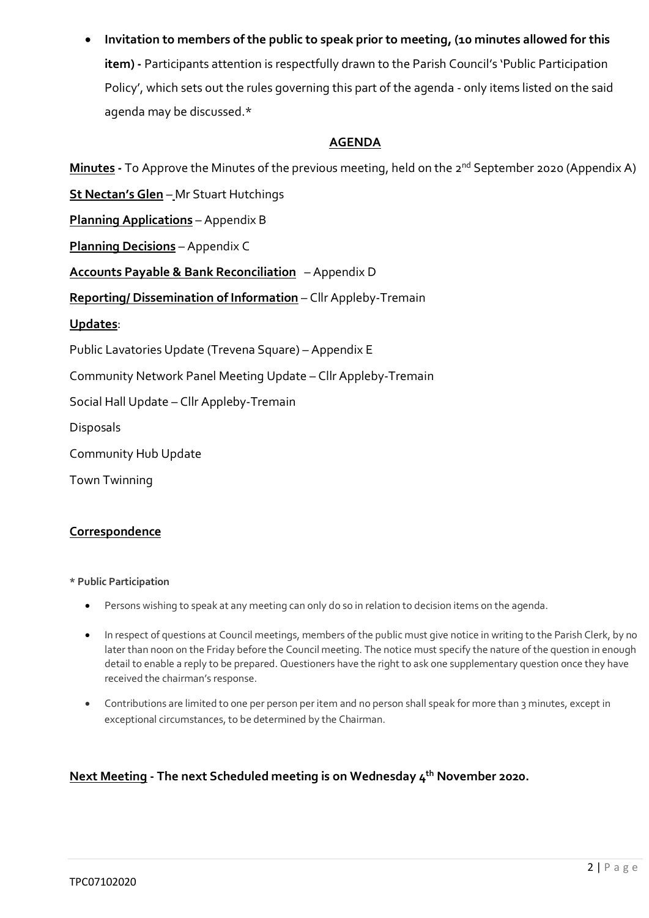- **Invitation to members of the public to speak prior to meeting, (10 minutes allowed for this item) -** Participants attention is respectfully drawn to the Parish Council's 'Public Participation Policy', which sets out the rules governing this part of the agenda - only items listed on the said agenda may be discussed.*

## AGENDA

**Minutes -** To Approve the Minutes of the previous meeting, held on the 2nd September 2020 (Appendix A)

**St Nectan's Glen** – Mr Stuart Hutchings

**Planning Applications** – Appendix B

**Planning Decisions** – Appendix C

**Accounts Payable & Bank Reconciliation** – Appendix D

**Reporting/ Dissemination of Information** – Cllr Appleby-Tremain

**Updates**:

Public Lavatories Update (Trevena Square) – Appendix E

Community Network Panel Meeting Update – Cllr Appleby-Tremain

Social Hall Update – Cllr Appleby-Tremain

Disposals

Community Hub Update

Town Twinning

**Correspondence**

**\* Public Participation**

- Persons wishing to speak at any meeting can only do so in relation to decision items on the agenda.
- In respect of questions at Council meetings, members of the public must give notice in writing to the Parish Clerk, by no later than noon on the Friday before the Council meeting. The notice must specify the nature of the question in enough detail to enable a reply to be prepared. Questioners have the right to ask one supplementary question once they have received the chairman's response.
- Contributions are limited to one per person per item and no person shall speak for more than 3 minutes, except in exceptional circumstances, to be determined by the Chairman.

**Next Meeting - The next Scheduled meeting is on Wednesday 4th November 2020.**

TPC07102020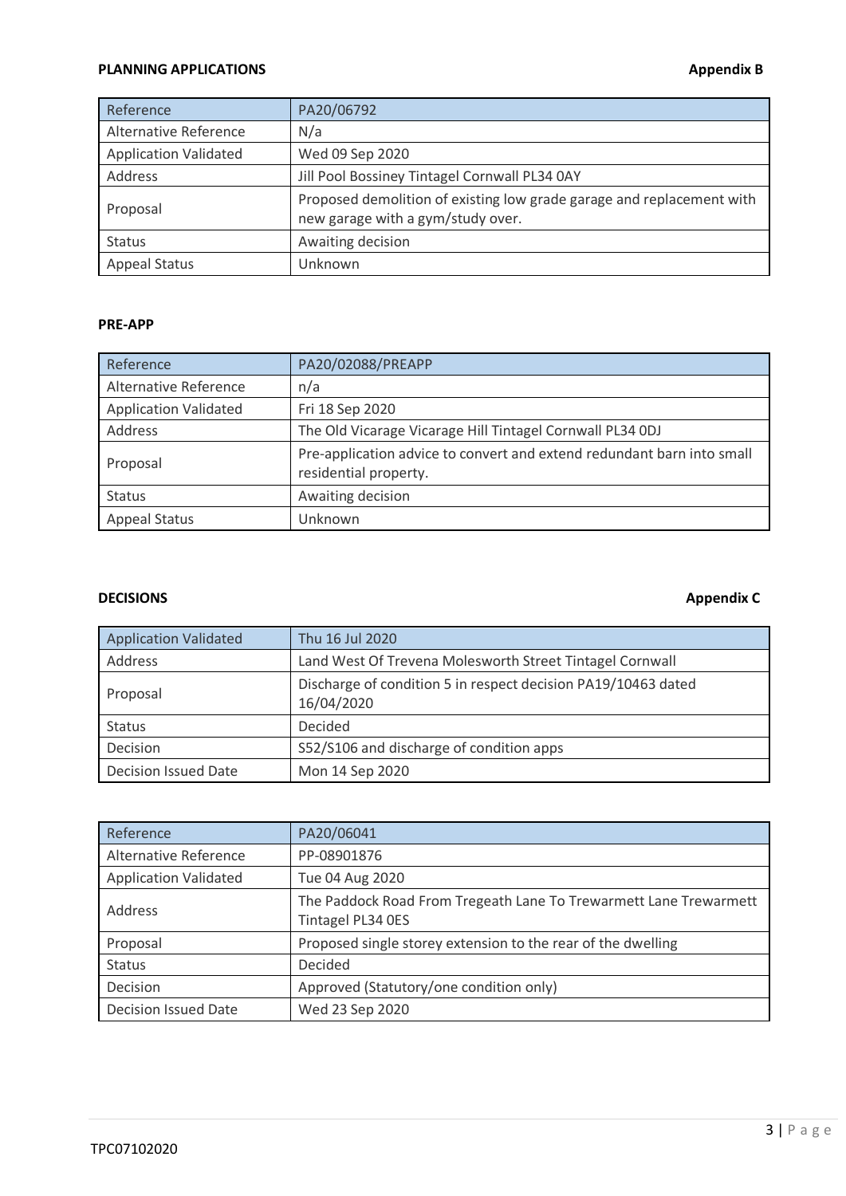**PLANNING APPLICATIONS** **Appendix B**

| Reference | PA20/06792 |
|---|---|
| Alternative Reference | N/a |
| Application Validated | Wed 09 Sep 2020 |
| Address | Jill Pool Bossiney Tintagel Cornwall PL34 0AY |
| Proposal | Proposed demolition of existing low grade garage and replacement with new garage with a gym/study over. |
| Status | Awaiting decision |
| Appeal Status | Unknown |

**PRE-APP**

| Reference | PA20/02088/PREAPP |
|---|---|
| Alternative Reference | n/a |
| Application Validated | Fri 18 Sep 2020 |
| Address | The Old Vicarage Vicarage Hill Tintagel Cornwall PL34 0DJ |
| Proposal | Pre-application advice to convert and extend redundant barn into small residential property. |
| Status | Awaiting decision |
| Appeal Status | Unknown |

**DECISIONS** **Appendix C**

| Application Validated | Thu 16 Jul 2020 |
|---|---|
| Address | Land West Of Trevena Molesworth Street Tintagel Cornwall |
| Proposal | Discharge of condition 5 in respect decision PA19/10463 dated 16/04/2020 |
| Status | Decided |
| Decision | S52/S106 and discharge of condition apps |
| Decision Issued Date | Mon 14 Sep 2020 |

| Reference | PA20/06041 |
|---|---|
| Alternative Reference | PP-08901876 |
| Application Validated | Tue 04 Aug 2020 |
| Address | The Paddock Road From Tregeath Lane To Trewarmett Lane Trewarmett Tintagel PL34 0ES |
| Proposal | Proposed single storey extension to the rear of the dwelling |
| Status | Decided |
| Decision | Approved (Statutory/one condition only) |
| Decision Issued Date | Wed 23 Sep 2020 |

TPC07102020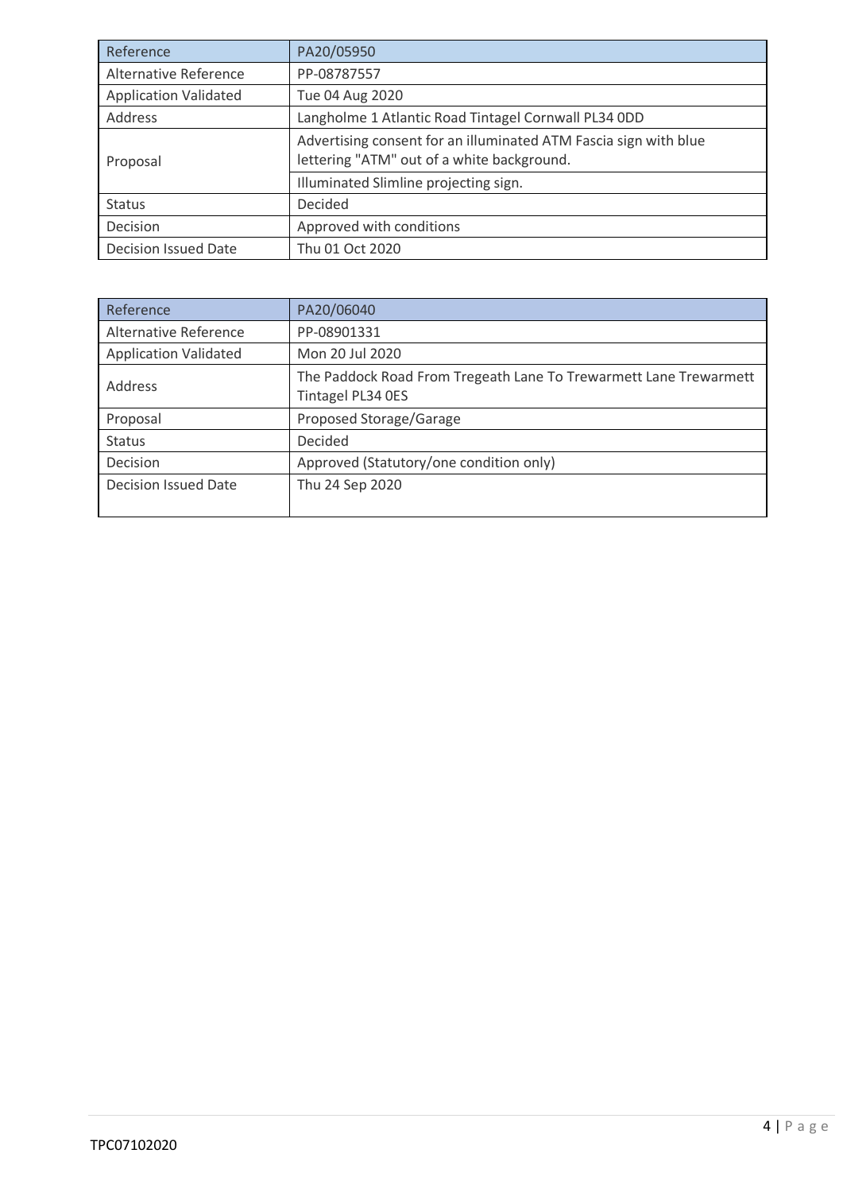| Reference | PA20/05950 |
|---|---|
| Alternative Reference | PP-08787557 |
| Application Validated | Tue 04 Aug 2020 |
| Address | Langholme 1 Atlantic Road Tintagel Cornwall PL34 0DD |
| Proposal | Advertising consent for an illuminated ATM Fascia sign with blue lettering "ATM" out of a white background. |
| | Illuminated Slimline projecting sign. |
| Status | Decided |
| Decision | Approved with conditions |
| Decision Issued Date | Thu 01 Oct 2020 |

| Reference | PA20/06040 |
|---|---|
| Alternative Reference | PP-08901331 |
| Application Validated | Mon 20 Jul 2020 |
| Address | The Paddock Road From Tregeath Lane To Trewarmett Lane Trewarmett Tintagel PL34 0ES |
| Proposal | Proposed Storage/Garage |
| Status | Decided |
| Decision | Approved (Statutory/one condition only) |
| Decision Issued Date | Thu 24 Sep 2020 |

TPC07102020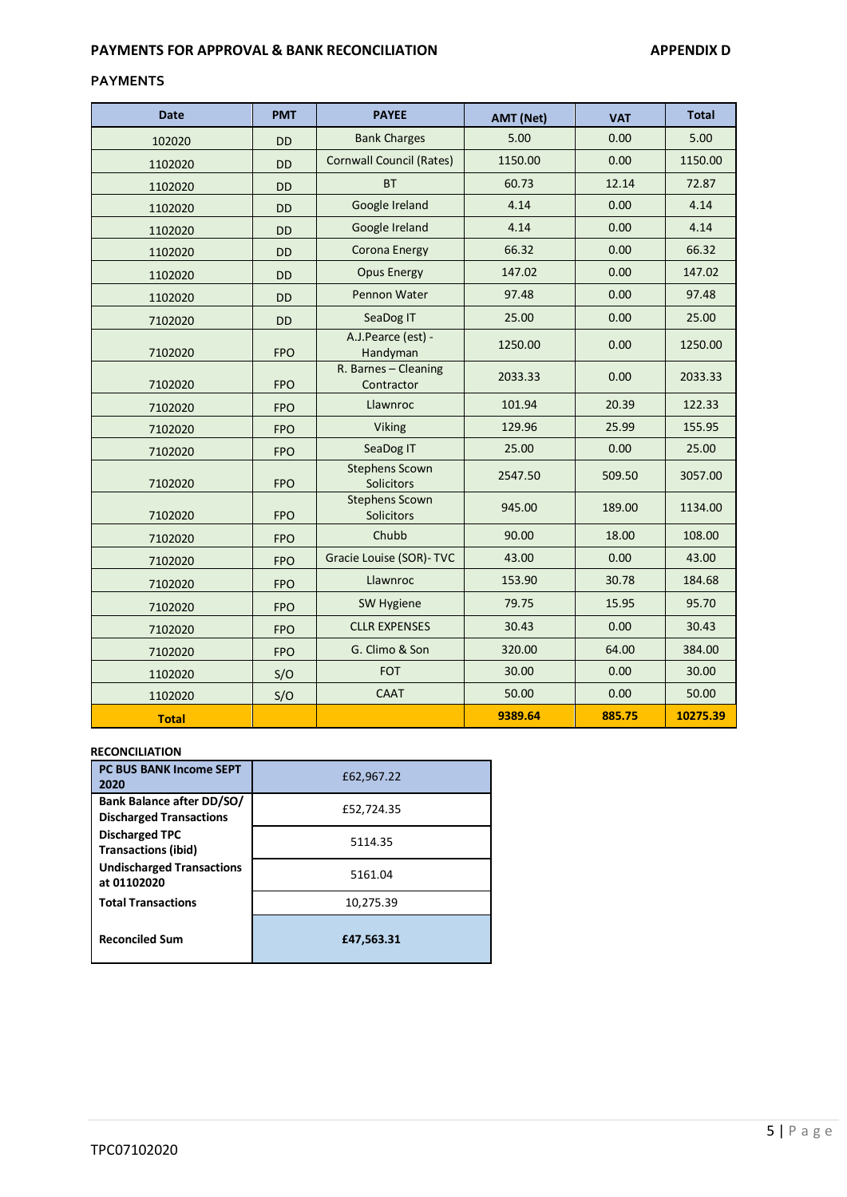**PAYMENTS FOR APPROVAL & BANK RECONCILIATION** **APPENDIX D**

## PAYMENTS

| Date | PMT | PAYEE | AMT (Net) | VAT | Total |
|---|---|---|---|---|---|
| 102020 | DD | Bank Charges | 5.00 | 0.00 | 5.00 |
| 1102020 | DD | Cornwall Council (Rates) | 1150.00 | 0.00 | 1150.00 |
| 1102020 | DD | BT | 60.73 | 12.14 | 72.87 |
| 1102020 | DD | Google Ireland | 4.14 | 0.00 | 4.14 |
| 1102020 | DD | Google Ireland | 4.14 | 0.00 | 4.14 |
| 1102020 | DD | Corona Energy | 66.32 | 0.00 | 66.32 |
| 1102020 | DD | Opus Energy | 147.02 | 0.00 | 147.02 |
| 1102020 | DD | Pennon Water | 97.48 | 0.00 | 97.48 |
| 7102020 | DD | SeaDog IT | 25.00 | 0.00 | 25.00 |
| 7102020 | FPO | A.J.Pearce (est) - Handyman | 1250.00 | 0.00 | 1250.00 |
| 7102020 | FPO | R. Barnes – Cleaning Contractor | 2033.33 | 0.00 | 2033.33 |
| 7102020 | FPO | Llawnroc | 101.94 | 20.39 | 122.33 |
| 7102020 | FPO | Viking | 129.96 | 25.99 | 155.95 |
| 7102020 | FPO | SeaDog IT | 25.00 | 0.00 | 25.00 |
| 7102020 | FPO | Stephens Scown Solicitors | 2547.50 | 509.50 | 3057.00 |
| 7102020 | FPO | Stephens Scown Solicitors | 945.00 | 189.00 | 1134.00 |
| 7102020 | FPO | Chubb | 90.00 | 18.00 | 108.00 |
| 7102020 | FPO | Gracie Louise (SOR)- TVC | 43.00 | 0.00 | 43.00 |
| 7102020 | FPO | Llawnroc | 153.90 | 30.78 | 184.68 |
| 7102020 | FPO | SW Hygiene | 79.75 | 15.95 | 95.70 |
| 7102020 | FPO | CLLR EXPENSES | 30.43 | 0.00 | 30.43 |
| 7102020 | FPO | G. Climo & Son | 320.00 | 64.00 | 384.00 |
| 1102020 | S/O | FOT | 30.00 | 0.00 | 30.00 |
| 1102020 | S/O | CAAT | 50.00 | 0.00 | 50.00 |
| **Total** | | | **9389.64** | **885.75** | **10275.39** |

**RECONCILIATION**

| | |
|---|---|
| **PC BUS BANK Income SEPT 2020** | £62,967.22 |
| **Bank Balance after DD/SO/ Discharged Transactions** | £52,724.35 |
| **Discharged TPC Transactions (ibid)** | 5114.35 |
| **Undischarged Transactions at 01102020** | 5161.04 |
| **Total Transactions** | 10,275.39 |
| **Reconciled Sum** | **£47,563.31** |

TPC07102020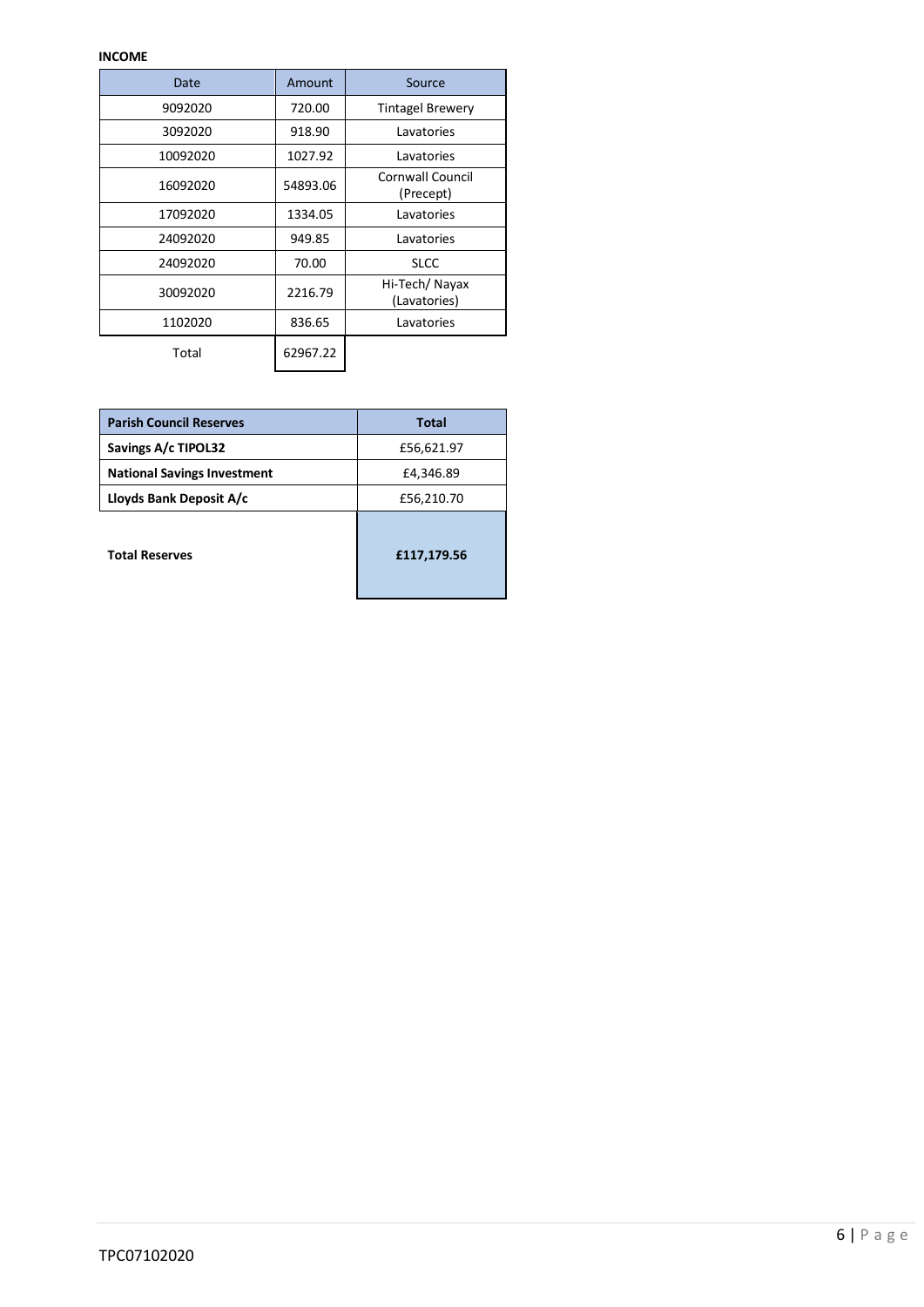**INCOME**

| Date | Amount | Source |
|---|---|---|
| 9092020 | 720.00 | Tintagel Brewery |
| 3092020 | 918.90 | Lavatories |
| 10092020 | 1027.92 | Lavatories |
| 16092020 | 54893.06 | Cornwall Council (Precept) |
| 17092020 | 1334.05 | Lavatories |
| 24092020 | 949.85 | Lavatories |
| 24092020 | 70.00 | SLCC |
| 30092020 | 2216.79 | Hi-Tech/ Nayax (Lavatories) |
| 1102020 | 836.65 | Lavatories |
| Total | 62967.22 | |

| Parish Council Reserves | Total |
|---|---|
| **Savings A/c TIPOL32** | £56,621.97 |
| **National Savings Investment** | £4,346.89 |
| **Lloyds Bank Deposit A/c** | £56,210.70 |
| **Total Reserves** | **£117,179.56** |

TPC07102020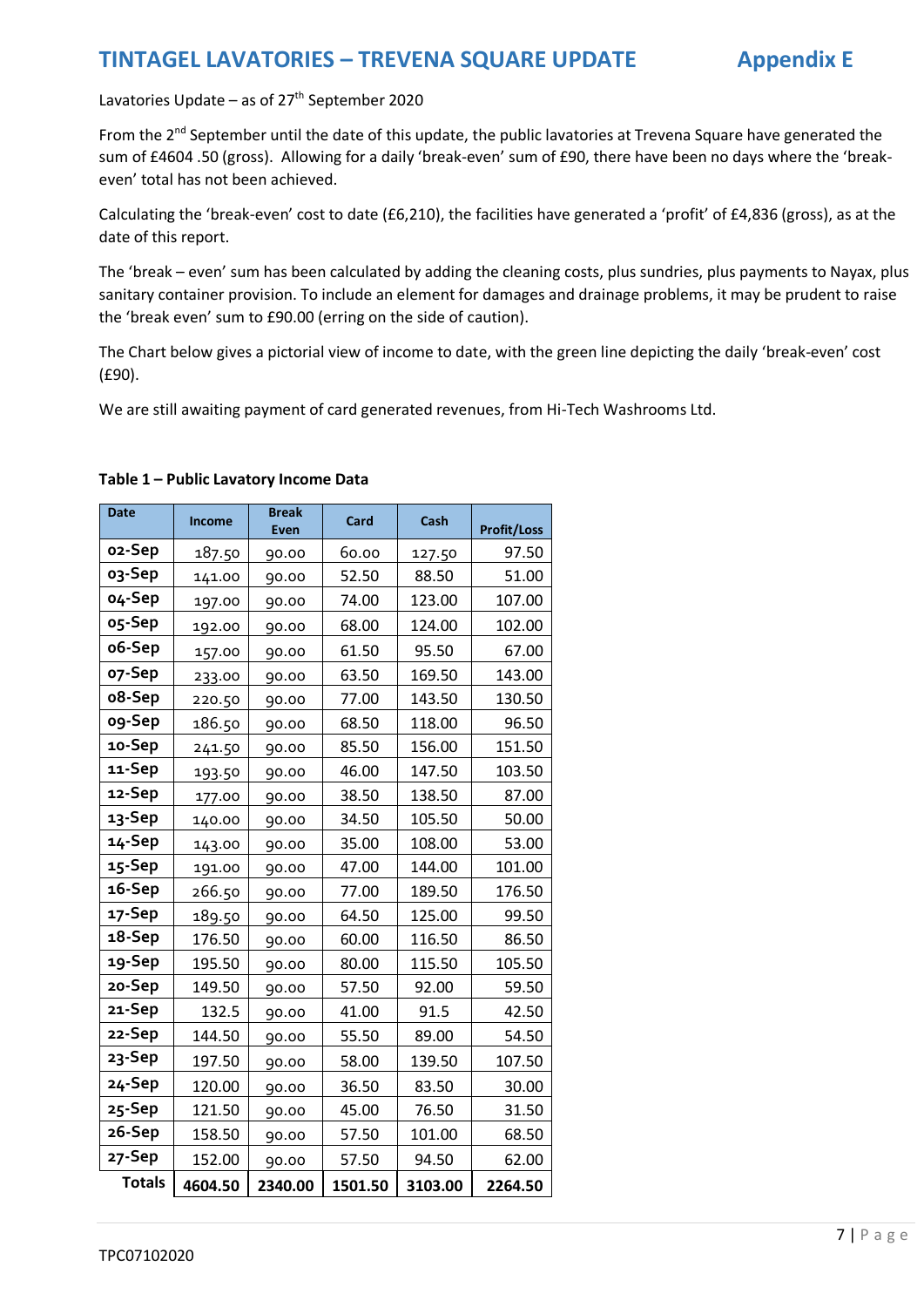# TINTAGEL LAVATORIES – TREVENA SQUARE UPDATE Appendix E

Lavatories Update – as of 27th September 2020

From the 2nd September until the date of this update, the public lavatories at Trevena Square have generated the sum of £4604 .50 (gross). Allowing for a daily 'break-even' sum of £90, there have been no days where the 'break-even' total has not been achieved.

Calculating the 'break-even' cost to date (£6,210), the facilities have generated a 'profit' of £4,836 (gross), as at the date of this report.

The 'break – even' sum has been calculated by adding the cleaning costs, plus sundries, plus payments to Nayax, plus sanitary container provision. To include an element for damages and drainage problems, it may be prudent to raise the 'break even' sum to £90.00 (erring on the side of caution).

The Chart below gives a pictorial view of income to date, with the green line depicting the daily 'break-even' cost (£90).

We are still awaiting payment of card generated revenues, from Hi-Tech Washrooms Ltd.

**Table 1 – Public Lavatory Income Data**

| Date | Income | Break Even | Card | Cash | Profit/Loss |
|---|---|---|---|---|---|
| 02-Sep | 187.50 | 90.00 | 60.00 | 127.50 | 97.50 |
| 03-Sep | 141.00 | 90.00 | 52.50 | 88.50 | 51.00 |
| 04-Sep | 197.00 | 90.00 | 74.00 | 123.00 | 107.00 |
| 05-Sep | 192.00 | 90.00 | 68.00 | 124.00 | 102.00 |
| 06-Sep | 157.00 | 90.00 | 61.50 | 95.50 | 67.00 |
| 07-Sep | 233.00 | 90.00 | 63.50 | 169.50 | 143.00 |
| 08-Sep | 220.50 | 90.00 | 77.00 | 143.50 | 130.50 |
| 09-Sep | 186.50 | 90.00 | 68.50 | 118.00 | 96.50 |
| 10-Sep | 241.50 | 90.00 | 85.50 | 156.00 | 151.50 |
| 11-Sep | 193.50 | 90.00 | 46.00 | 147.50 | 103.50 |
| 12-Sep | 177.00 | 90.00 | 38.50 | 138.50 | 87.00 |
| 13-Sep | 140.00 | 90.00 | 34.50 | 105.50 | 50.00 |
| 14-Sep | 143.00 | 90.00 | 35.00 | 108.00 | 53.00 |
| 15-Sep | 191.00 | 90.00 | 47.00 | 144.00 | 101.00 |
| 16-Sep | 266.50 | 90.00 | 77.00 | 189.50 | 176.50 |
| 17-Sep | 189.50 | 90.00 | 64.50 | 125.00 | 99.50 |
| 18-Sep | 176.50 | 90.00 | 60.00 | 116.50 | 86.50 |
| 19-Sep | 195.50 | 90.00 | 80.00 | 115.50 | 105.50 |
| 20-Sep | 149.50 | 90.00 | 57.50 | 92.00 | 59.50 |
| 21-Sep | 132.5 | 90.00 | 41.00 | 91.5 | 42.50 |
| 22-Sep | 144.50 | 90.00 | 55.50 | 89.00 | 54.50 |
| 23-Sep | 197.50 | 90.00 | 58.00 | 139.50 | 107.50 |
| 24-Sep | 120.00 | 90.00 | 36.50 | 83.50 | 30.00 |
| 25-Sep | 121.50 | 90.00 | 45.00 | 76.50 | 31.50 |
| 26-Sep | 158.50 | 90.00 | 57.50 | 101.00 | 68.50 |
| 27-Sep | 152.00 | 90.00 | 57.50 | 94.50 | 62.00 |
| **Totals** | **4604.50** | **2340.00** | **1501.50** | **3103.00** | **2264.50** |

TPC07102020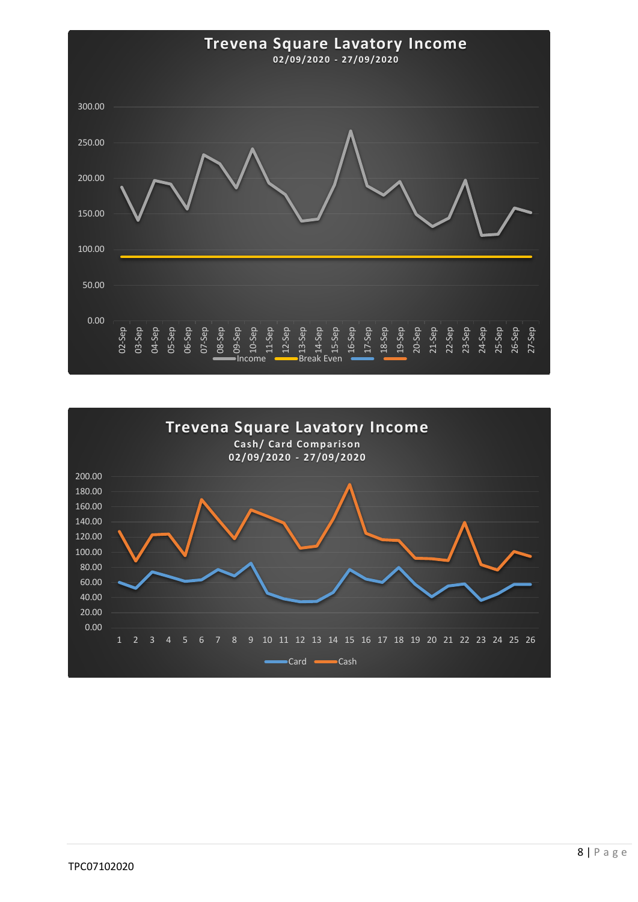Trevena Square Lavatory Income
02/09/2020 - 27/09/2020

300.00
250.00
200.00
150.00
100.00
50.00
0.00

02-Sep 03-Sep 04-Sep 05-Sep 06-Sep 07-Sep 08-Sep 09-Sep 10-Sep 11-Sep 12-Sep 13-Sep 14-Sep 15-Sep 16-Sep 17-Sep 18-Sep 19-Sep 20-Sep 21-Sep 22-Sep 23-Sep 24-Sep 25-Sep 26-Sep 27-Sep

Income Break Even

Trevena Square Lavatory Income
Cash/ Card Comparison
02/09/2020 - 27/09/2020

200.00
180.00
160.00
140.00
120.00
100.00
80.00
60.00
40.00
20.00
0.00

1 2 3 4 5 6 7 8 9 10 11 12 13 14 15 16 17 18 19 20 21 22 23 24 25 26

Card Cash

TPC07102020